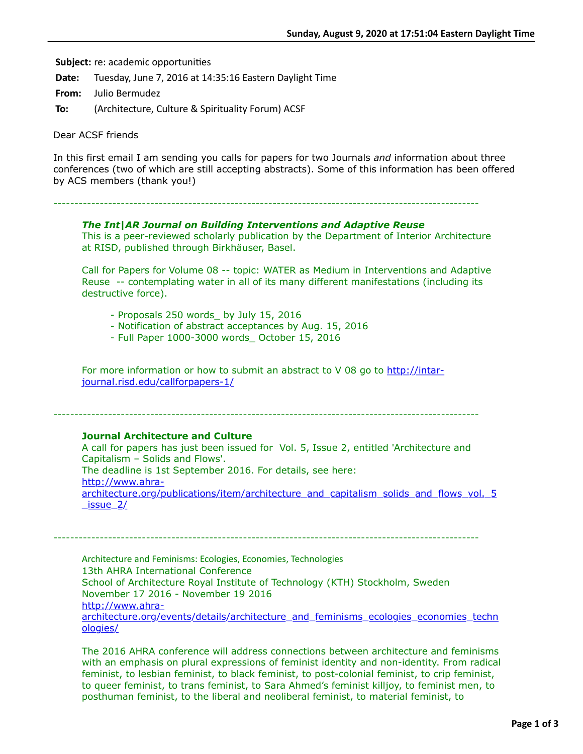**Subject:** re: academic opportunities

**Date:** Tuesday, June 7, 2016 at 14:35:16 Eastern Daylight Time

**From:** Julio Bermudez

**To:** (Architecture, Culture & Spirituality Forum) ACSF

Dear ACSF friends

In this first email I am sending you calls for papers for two Journals *and* information about three conferences (two of which are still accepting abstracts). Some of this information has been offered by ACS members (thank you!)

---

***The Int|AR Journal on Building Interventions and Adaptive Reuse***
This is a peer-reviewed scholarly publication by the Department of Interior Architecture at RISD, published through Birkhäuser, Basel.

Call for Papers for Volume 08 -- topic: WATER as Medium in Interventions and Adaptive Reuse -- contemplating water in all of its many different manifestations (including its destructive force).

- Proposals 250 words_ by July 15, 2016
- Notification of abstract acceptances by Aug. 15, 2016
- Full Paper 1000-3000 words_ October 15, 2016

For more information or how to submit an abstract to V 08 go to http://intar-journal.risd.edu/callforpapers-1/

---

**Journal Architecture and Culture**
A call for papers has just been issued for Vol. 5, Issue 2, entitled 'Architecture and Capitalism – Solids and Flows'.
The deadline is 1st September 2016. For details, see here:
http://www.ahra-architecture.org/publications/item/architecture_and_capitalism_solids_and_flows_vol._5_issue_2/

---

Architecture and Feminisms: Ecologies, Economies, Technologies
13th AHRA International Conference
School of Architecture Royal Institute of Technology (KTH) Stockholm, Sweden
November 17 2016 - November 19 2016
http://www.ahra-architecture.org/events/details/architecture_and_feminisms_ecologies_economies_technologies/

The 2016 AHRA conference will address connections between architecture and feminisms with an emphasis on plural expressions of feminist identity and non-identity. From radical feminist, to lesbian feminist, to black feminist, to post-colonial feminist, to crip feminist, to queer feminist, to trans feminist, to Sara Ahmed's feminist killjoy, to feminist men, to posthuman feminist, to the liberal and neoliberal feminist, to material feminist, to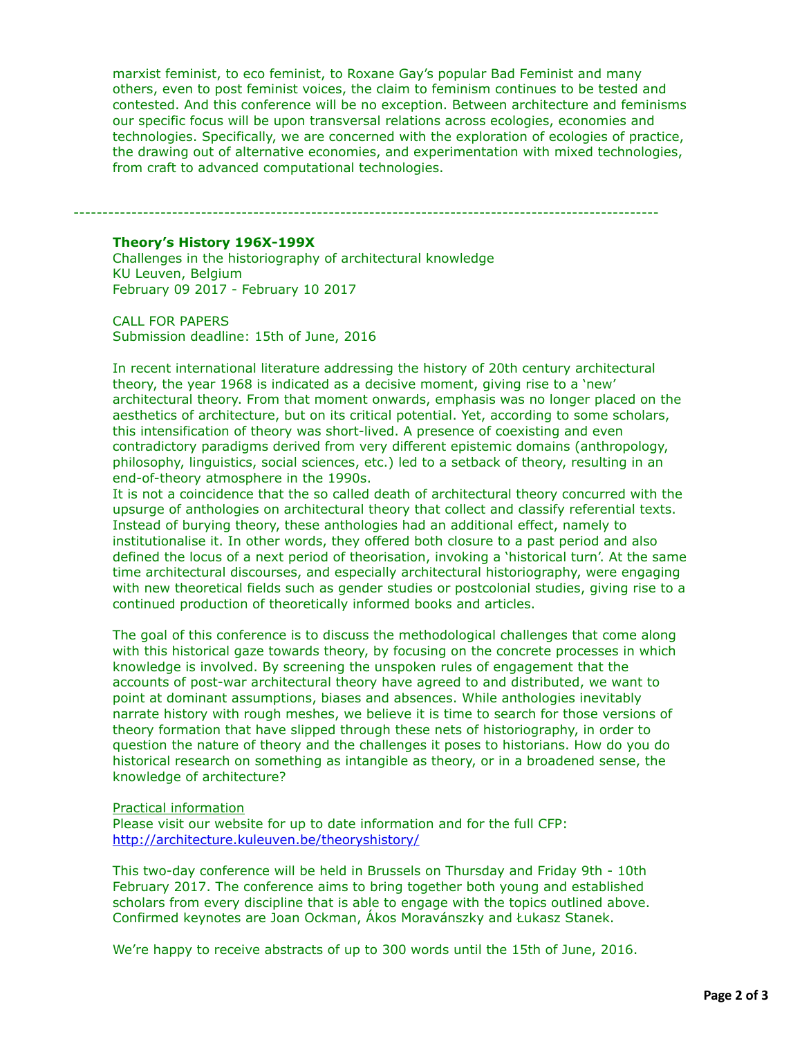marxist feminist, to eco feminist, to Roxane Gay's popular Bad Feminist and many others, even to post feminist voices, the claim to feminism continues to be tested and contested. And this conference will be no exception. Between architecture and feminisms our specific focus will be upon transversal relations across ecologies, economies and technologies. Specifically, we are concerned with the exploration of ecologies of practice, the drawing out of alternative economies, and experimentation with mixed technologies, from craft to advanced computational technologies.

---

**Theory's History 196X-199X**
Challenges in the historiography of architectural knowledge
KU Leuven, Belgium
February 09 2017 - February 10 2017

CALL FOR PAPERS
Submission deadline: 15th of June, 2016

In recent international literature addressing the history of 20th century architectural theory, the year 1968 is indicated as a decisive moment, giving rise to a 'new' architectural theory. From that moment onwards, emphasis was no longer placed on the aesthetics of architecture, but on its critical potential. Yet, according to some scholars, this intensification of theory was short-lived. A presence of coexisting and even contradictory paradigms derived from very different epistemic domains (anthropology, philosophy, linguistics, social sciences, etc.) led to a setback of theory, resulting in an end-of-theory atmosphere in the 1990s.
It is not a coincidence that the so called death of architectural theory concurred with the upsurge of anthologies on architectural theory that collect and classify referential texts. Instead of burying theory, these anthologies had an additional effect, namely to institutionalise it. In other words, they offered both closure to a past period and also defined the locus of a next period of theorisation, invoking a 'historical turn'. At the same time architectural discourses, and especially architectural historiography, were engaging with new theoretical fields such as gender studies or postcolonial studies, giving rise to a continued production of theoretically informed books and articles.

The goal of this conference is to discuss the methodological challenges that come along with this historical gaze towards theory, by focusing on the concrete processes in which knowledge is involved. By screening the unspoken rules of engagement that the accounts of post-war architectural theory have agreed to and distributed, we want to point at dominant assumptions, biases and absences. While anthologies inevitably narrate history with rough meshes, we believe it is time to search for those versions of theory formation that have slipped through these nets of historiography, in order to question the nature of theory and the challenges it poses to historians. How do you do historical research on something as intangible as theory, or in a broadened sense, the knowledge of architecture?

Practical information
Please visit our website for up to date information and for the full CFP:
http://architecture.kuleuven.be/theoryshistory/

This two-day conference will be held in Brussels on Thursday and Friday 9th - 10th February 2017. The conference aims to bring together both young and established scholars from every discipline that is able to engage with the topics outlined above. Confirmed keynotes are Joan Ockman, Ákos Moravánszky and Łukasz Stanek.

We're happy to receive abstracts of up to 300 words until the 15th of June, 2016.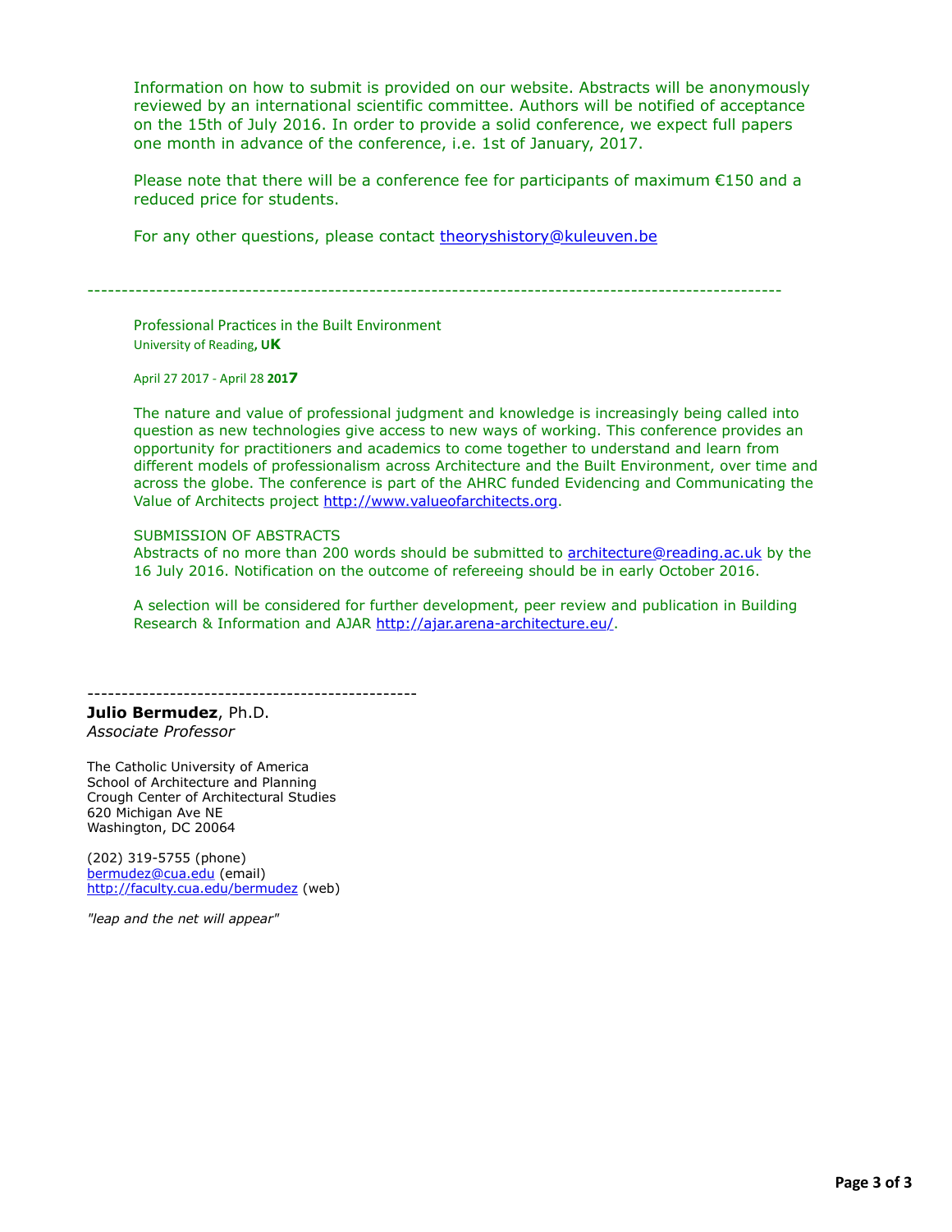Information on how to submit is provided on our website. Abstracts will be anonymously reviewed by an international scientific committee. Authors will be notified of acceptance on the 15th of July 2016. In order to provide a solid conference, we expect full papers one month in advance of the conference, i.e. 1st of January, 2017.

Please note that there will be a conference fee for participants of maximum €150 and a reduced price for students.

For any other questions, please contact theoryshistory@kuleuven.be

---

Professional Practices in the Built Environment
University of Reading, **UK**

April 27 2017 - April 28 **2017**

The nature and value of professional judgment and knowledge is increasingly being called into question as new technologies give access to new ways of working. This conference provides an opportunity for practitioners and academics to come together to understand and learn from different models of professionalism across Architecture and the Built Environment, over time and across the globe. The conference is part of the AHRC funded Evidencing and Communicating the Value of Architects project http://www.valueofarchitects.org.

SUBMISSION OF ABSTRACTS
Abstracts of no more than 200 words should be submitted to architecture@reading.ac.uk by the 16 July 2016. Notification on the outcome of refereeing should be in early October 2016.

A selection will be considered for further development, peer review and publication in Building Research & Information and AJAR http://ajar.arena-architecture.eu/.

---

**Julio Bermudez**, Ph.D.
*Associate Professor*

The Catholic University of America
School of Architecture and Planning
Crough Center of Architectural Studies
620 Michigan Ave NE
Washington, DC 20064

(202) 319-5755 (phone)
bermudez@cua.edu (email)
http://faculty.cua.edu/bermudez (web)

*"leap and the net will appear"*